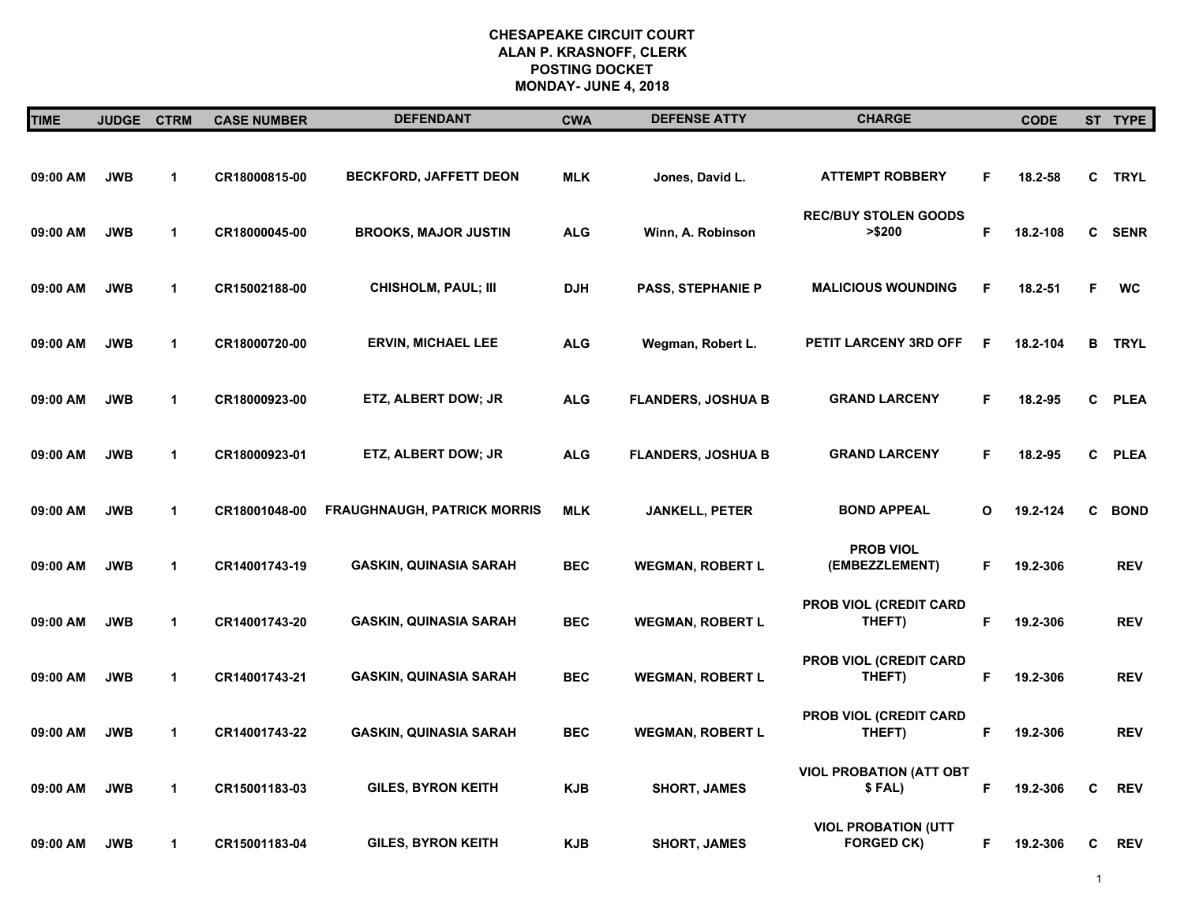# CHESAPEAKE CIRCUIT COURT
## ALAN P. KRASNOFF, CLERK
## POSTING DOCKET
## MONDAY- JUNE 4, 2018

| TIME | JUDGE | CTRM | CASE NUMBER | DEFENDANT | CWA | DEFENSE ATTY | CHARGE | | CODE | ST | TYPE |
|---|---|---|---|---|---|---|---|---|---|---|---|
| 09:00 AM | JWB | 1 | CR18000815-00 | BECKFORD, JAFFETT DEON | MLK | Jones, David L. | ATTEMPT ROBBERY | F | 18.2-58 | C | TRYL |
| 09:00 AM | JWB | 1 | CR18000045-00 | BROOKS, MAJOR JUSTIN | ALG | Winn, A. Robinson | REC/BUY STOLEN GOODS >$200 | F | 18.2-108 | C | SENR |
| 09:00 AM | JWB | 1 | CR15002188-00 | CHISHOLM, PAUL; III | DJH | PASS, STEPHANIE P | MALICIOUS WOUNDING | F | 18.2-51 | F | WC |
| 09:00 AM | JWB | 1 | CR18000720-00 | ERVIN, MICHAEL LEE | ALG | Wegman, Robert L. | PETIT LARCENY 3RD OFF | F | 18.2-104 | B | TRYL |
| 09:00 AM | JWB | 1 | CR18000923-00 | ETZ, ALBERT DOW; JR | ALG | FLANDERS, JOSHUA B | GRAND LARCENY | F | 18.2-95 | C | PLEA |
| 09:00 AM | JWB | 1 | CR18000923-01 | ETZ, ALBERT DOW; JR | ALG | FLANDERS, JOSHUA B | GRAND LARCENY | F | 18.2-95 | C | PLEA |
| 09:00 AM | JWB | 1 | CR18001048-00 | FRAUGHNAUGH, PATRICK MORRIS | MLK | JANKELL, PETER | BOND APPEAL | O | 19.2-124 | C | BOND |
| 09:00 AM | JWB | 1 | CR14001743-19 | GASKIN, QUINASIA SARAH | BEC | WEGMAN, ROBERT L | PROB VIOL (EMBEZZLEMENT) | F | 19.2-306 | | REV |
| 09:00 AM | JWB | 1 | CR14001743-20 | GASKIN, QUINASIA SARAH | BEC | WEGMAN, ROBERT L | PROB VIOL (CREDIT CARD THEFT) | F | 19.2-306 | | REV |
| 09:00 AM | JWB | 1 | CR14001743-21 | GASKIN, QUINASIA SARAH | BEC | WEGMAN, ROBERT L | PROB VIOL (CREDIT CARD THEFT) | F | 19.2-306 | | REV |
| 09:00 AM | JWB | 1 | CR14001743-22 | GASKIN, QUINASIA SARAH | BEC | WEGMAN, ROBERT L | PROB VIOL (CREDIT CARD THEFT) | F | 19.2-306 | | REV |
| 09:00 AM | JWB | 1 | CR15001183-03 | GILES, BYRON KEITH | KJB | SHORT, JAMES | VIOL PROBATION (ATT OBT $ FAL) | F | 19.2-306 | C | REV |
| 09:00 AM | JWB | 1 | CR15001183-04 | GILES, BYRON KEITH | KJB | SHORT, JAMES | VIOL PROBATION (UTT FORGED CK) | F | 19.2-306 | C | REV |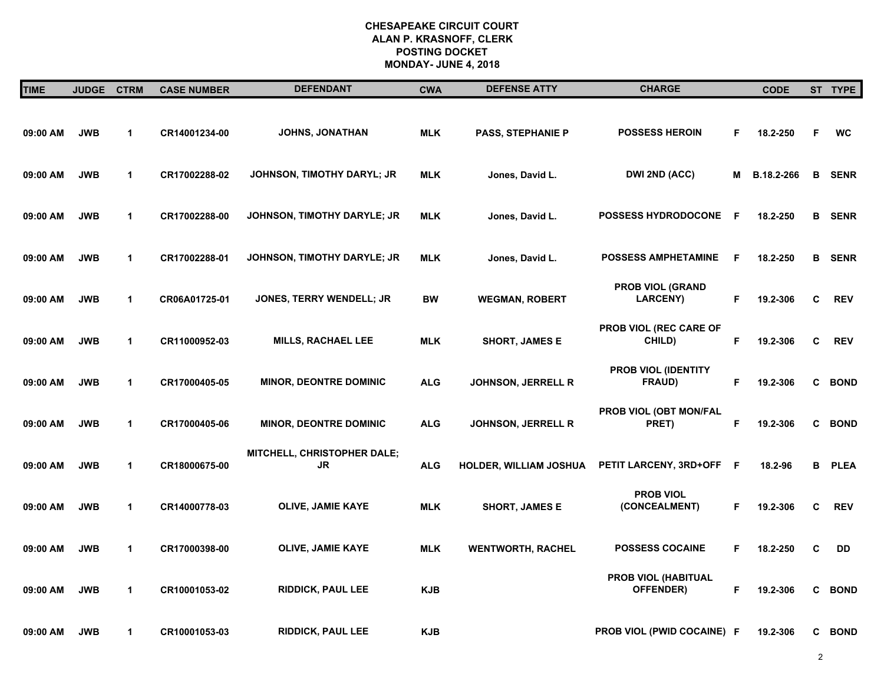**CHESAPEAKE CIRCUIT COURT**
**ALAN P. KRASNOFF, CLERK**
**POSTING DOCKET**
**MONDAY- JUNE 4, 2018**

| TIME | JUDGE | CTRM | CASE NUMBER | DEFENDANT | CWA | DEFENSE ATTY | CHARGE | | CODE | ST | TYPE |
|---|---|---|---|---|---|---|---|---|---|---|---|
| 09:00 AM | JWB | 1 | CR14001234-00 | JOHNS, JONATHAN | MLK | PASS, STEPHANIE P | POSSESS HEROIN | F | 18.2-250 | F | WC |
| 09:00 AM | JWB | 1 | CR17002288-02 | JOHNSON, TIMOTHY DARYL; JR | MLK | Jones, David L. | DWI 2ND (ACC) | M | B.18.2-266 | B | SENR |
| 09:00 AM | JWB | 1 | CR17002288-00 | JOHNSON, TIMOTHY DARYLE; JR | MLK | Jones, David L. | POSSESS HYDRODOCONE | F | 18.2-250 | B | SENR |
| 09:00 AM | JWB | 1 | CR17002288-01 | JOHNSON, TIMOTHY DARYLE; JR | MLK | Jones, David L. | POSSESS AMPHETAMINE | F | 18.2-250 | B | SENR |
| 09:00 AM | JWB | 1 | CR06A01725-01 | JONES, TERRY WENDELL; JR | BW | WEGMAN, ROBERT | PROB VIOL (GRAND LARCENY) | F | 19.2-306 | C | REV |
| 09:00 AM | JWB | 1 | CR11000952-03 | MILLS, RACHAEL LEE | MLK | SHORT, JAMES E | PROB VIOL (REC CARE OF CHILD) | F | 19.2-306 | C | REV |
| 09:00 AM | JWB | 1 | CR17000405-05 | MINOR, DEONTRE DOMINIC | ALG | JOHNSON, JERRELL R | PROB VIOL (IDENTITY FRAUD) | F | 19.2-306 | C | BOND |
| 09:00 AM | JWB | 1 | CR17000405-06 | MINOR, DEONTRE DOMINIC | ALG | JOHNSON, JERRELL R | PROB VIOL (OBT MON/FAL PRET) | F | 19.2-306 | C | BOND |
| 09:00 AM | JWB | 1 | CR18000675-00 | MITCHELL, CHRISTOPHER DALE; JR | ALG | HOLDER, WILLIAM JOSHUA | PETIT LARCENY, 3RD+OFF | F | 18.2-96 | B | PLEA |
| 09:00 AM | JWB | 1 | CR14000778-03 | OLIVE, JAMIE KAYE | MLK | SHORT, JAMES E | PROB VIOL (CONCEALMENT) | F | 19.2-306 | C | REV |
| 09:00 AM | JWB | 1 | CR17000398-00 | OLIVE, JAMIE KAYE | MLK | WENTWORTH, RACHEL | POSSESS COCAINE | F | 18.2-250 | C | DD |
| 09:00 AM | JWB | 1 | CR10001053-02 | RIDDICK, PAUL LEE | KJB | | PROB VIOL (HABITUAL OFFENDER) | F | 19.2-306 | C | BOND |
| 09:00 AM | JWB | 1 | CR10001053-03 | RIDDICK, PAUL LEE | KJB | | PROB VIOL (PWID COCAINE) | F | 19.2-306 | C | BOND |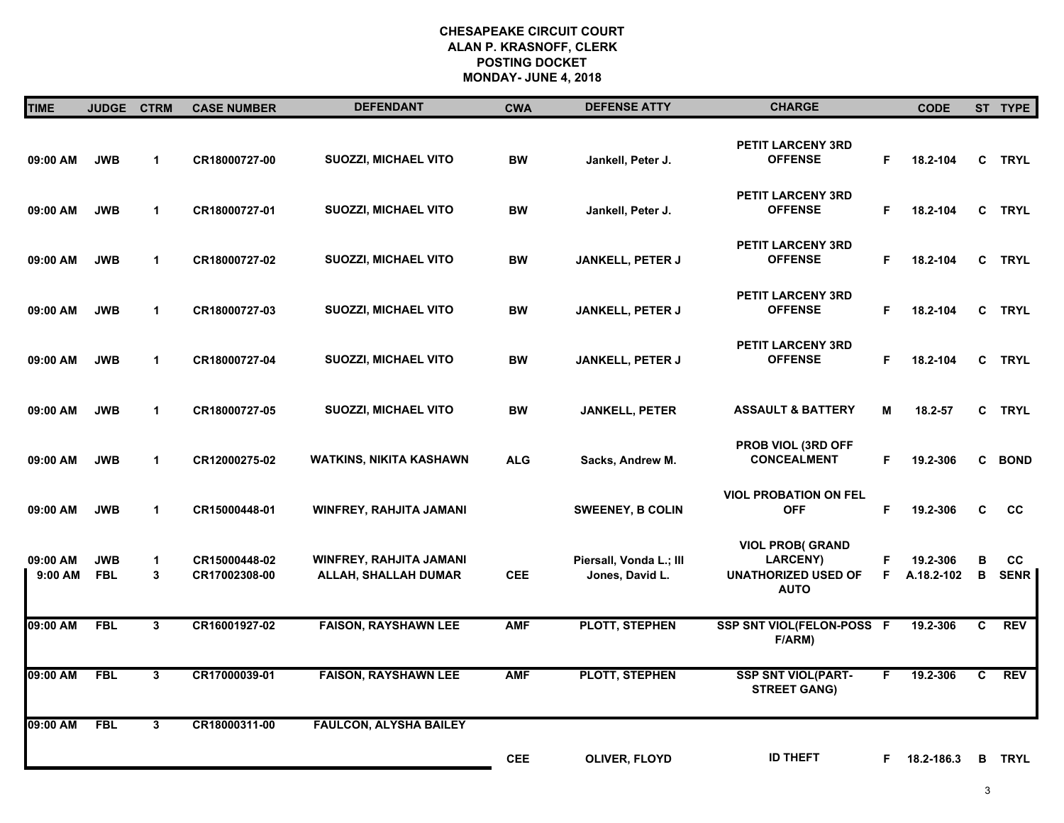# CHESAPEAKE CIRCUIT COURT
## ALAN P. KRASNOFF, CLERK
## POSTING DOCKET
## MONDAY- JUNE 4, 2018

| TIME | JUDGE | CTRM | CASE NUMBER | DEFENDANT | CWA | DEFENSE ATTY | CHARGE | | CODE | ST | TYPE |
|---|---|---|---|---|---|---|---|---|---|---|---|
| 09:00 AM | JWB | 1 | CR18000727-00 | SUOZZI, MICHAEL VITO | BW | Jankell, Peter J. | PETIT LARCENY 3RD OFFENSE | F | 18.2-104 | C | TRYL |
| 09:00 AM | JWB | 1 | CR18000727-01 | SUOZZI, MICHAEL VITO | BW | Jankell, Peter J. | PETIT LARCENY 3RD OFFENSE | F | 18.2-104 | C | TRYL |
| 09:00 AM | JWB | 1 | CR18000727-02 | SUOZZI, MICHAEL VITO | BW | JANKELL, PETER J | PETIT LARCENY 3RD OFFENSE | F | 18.2-104 | C | TRYL |
| 09:00 AM | JWB | 1 | CR18000727-03 | SUOZZI, MICHAEL VITO | BW | JANKELL, PETER J | PETIT LARCENY 3RD OFFENSE | F | 18.2-104 | C | TRYL |
| 09:00 AM | JWB | 1 | CR18000727-04 | SUOZZI, MICHAEL VITO | BW | JANKELL, PETER J | PETIT LARCENY 3RD OFFENSE | F | 18.2-104 | C | TRYL |
| 09:00 AM | JWB | 1 | CR18000727-05 | SUOZZI, MICHAEL VITO | BW | JANKELL, PETER | ASSAULT & BATTERY | M | 18.2-57 | C | TRYL |
| 09:00 AM | JWB | 1 | CR12000275-02 | WATKINS, NIKITA KASHAWN | ALG | Sacks, Andrew M. | PROB VIOL (3RD OFF CONCEALMENT | F | 19.2-306 | C | BOND |
| 09:00 AM | JWB | 1 | CR15000448-01 | WINFREY, RAHJITA JAMANI | | SWEENEY, B COLIN | VIOL PROBATION ON FEL OFF | F | 19.2-306 | C | CC |
| 09:00 AM | JWB | 1 | CR15000448-02 | WINFREY, RAHJITA JAMANI | | Piersall, Vonda L.; III | VIOL PROB( GRAND LARCENY) | F | 19.2-306 | B | CC |
| 9:00 AM | FBL | 3 | CR17002308-00 | ALLAH, SHALLAH DUMAR | CEE | Jones, David L. | UNATHORIZED USED OF AUTO | F | A.18.2-102 | B | SENR |
| 09:00 AM | FBL | 3 | CR16001927-02 | FAISON, RAYSHAWN LEE | AMF | PLOTT, STEPHEN | SSP SNT VIOL(FELON-POSS F/ARM) | F | 19.2-306 | C | REV |
| 09:00 AM | FBL | 3 | CR17000039-01 | FAISON, RAYSHAWN LEE | AMF | PLOTT, STEPHEN | SSP SNT VIOL(PART-STREET GANG) | F | 19.2-306 | C | REV |
| 09:00 AM | FBL | 3 | CR18000311-00 | FAULCON, ALYSHA BAILEY | CEE | OLIVER, FLOYD | ID THEFT | F | 18.2-186.3 | B | TRYL |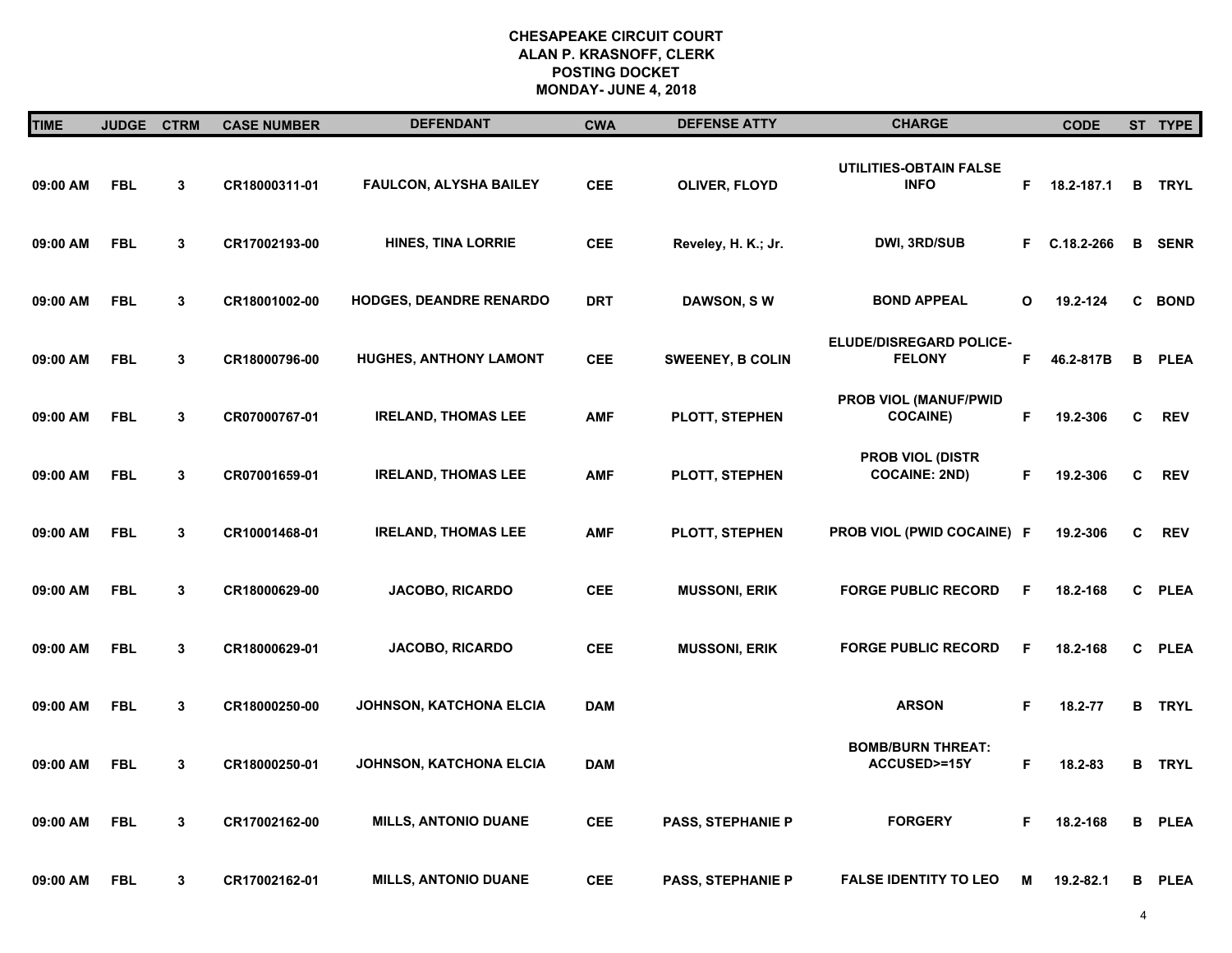**CHESAPEAKE CIRCUIT COURT**
**ALAN P. KRASNOFF, CLERK**
**POSTING DOCKET**
**MONDAY- JUNE 4, 2018**

| TIME | JUDGE | CTRM | CASE NUMBER | DEFENDANT | CWA | DEFENSE ATTY | CHARGE | | CODE | ST | TYPE |
|---|---|---|---|---|---|---|---|---|---|---|---|
| 09:00 AM | FBL | 3 | CR18000311-01 | FAULCON, ALYSHA BAILEY | CEE | OLIVER, FLOYD | UTILITIES-OBTAIN FALSE INFO | F | 18.2-187.1 | B | TRYL |
| 09:00 AM | FBL | 3 | CR17002193-00 | HINES, TINA LORRIE | CEE | Reveley, H. K.; Jr. | DWI, 3RD/SUB | F | C.18.2-266 | B | SENR |
| 09:00 AM | FBL | 3 | CR18001002-00 | HODGES, DEANDRE RENARDO | DRT | DAWSON, S W | BOND APPEAL | O | 19.2-124 | C | BOND |
| 09:00 AM | FBL | 3 | CR18000796-00 | HUGHES, ANTHONY LAMONT | CEE | SWEENEY, B COLIN | ELUDE/DISREGARD POLICE-FELONY | F | 46.2-817B | B | PLEA |
| 09:00 AM | FBL | 3 | CR07000767-01 | IRELAND, THOMAS LEE | AMF | PLOTT, STEPHEN | PROB VIOL (MANUF/PWID COCAINE) | F | 19.2-306 | C | REV |
| 09:00 AM | FBL | 3 | CR07001659-01 | IRELAND, THOMAS LEE | AMF | PLOTT, STEPHEN | PROB VIOL (DISTR COCAINE: 2ND) | F | 19.2-306 | C | REV |
| 09:00 AM | FBL | 3 | CR10001468-01 | IRELAND, THOMAS LEE | AMF | PLOTT, STEPHEN | PROB VIOL (PWID COCAINE) | F | 19.2-306 | C | REV |
| 09:00 AM | FBL | 3 | CR18000629-00 | JACOBO, RICARDO | CEE | MUSSONI, ERIK | FORGE PUBLIC RECORD | F | 18.2-168 | C | PLEA |
| 09:00 AM | FBL | 3 | CR18000629-01 | JACOBO, RICARDO | CEE | MUSSONI, ERIK | FORGE PUBLIC RECORD | F | 18.2-168 | C | PLEA |
| 09:00 AM | FBL | 3 | CR18000250-00 | JOHNSON, KATCHONA ELCIA | DAM | | ARSON | F | 18.2-77 | B | TRYL |
| 09:00 AM | FBL | 3 | CR18000250-01 | JOHNSON, KATCHONA ELCIA | DAM | | BOMB/BURN THREAT: ACCUSED>=15Y | F | 18.2-83 | B | TRYL |
| 09:00 AM | FBL | 3 | CR17002162-00 | MILLS, ANTONIO DUANE | CEE | PASS, STEPHANIE P | FORGERY | F | 18.2-168 | B | PLEA |
| 09:00 AM | FBL | 3 | CR17002162-01 | MILLS, ANTONIO DUANE | CEE | PASS, STEPHANIE P | FALSE IDENTITY TO LEO | M | 19.2-82.1 | B | PLEA |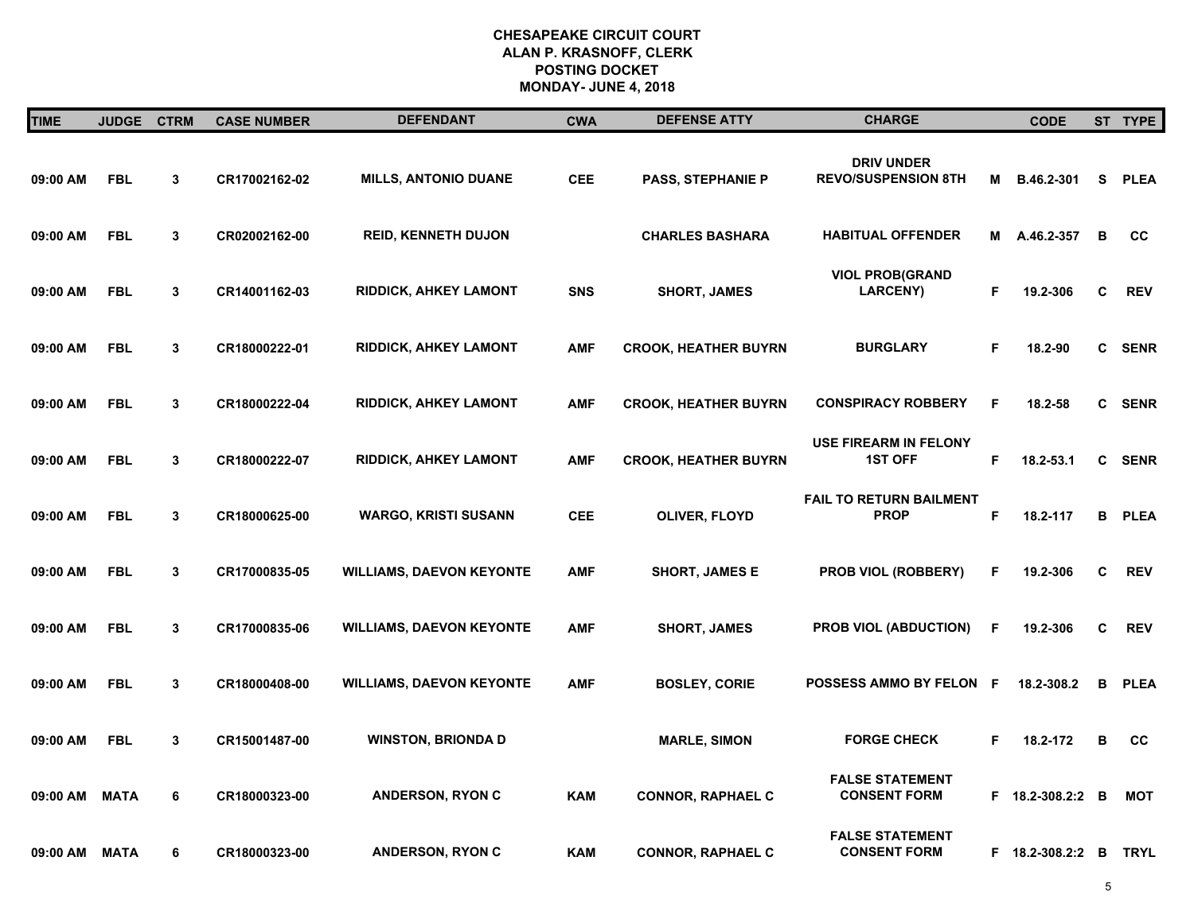# CHESAPEAKE CIRCUIT COURT
## ALAN P. KRASNOFF, CLERK
## POSTING DOCKET
## MONDAY- JUNE 4, 2018

| TIME | JUDGE | CTRM | CASE NUMBER | DEFENDANT | CWA | DEFENSE ATTY | CHARGE | | CODE | ST | TYPE |
|---|---|---|---|---|---|---|---|---|---|---|---|
| 09:00 AM | FBL | 3 | CR17002162-02 | MILLS, ANTONIO DUANE | CEE | PASS, STEPHANIE P | DRIV UNDER REVO/SUSPENSION 8TH | M | B.46.2-301 | S | PLEA |
| 09:00 AM | FBL | 3 | CR02002162-00 | REID, KENNETH DUJON | | CHARLES BASHARA | HABITUAL OFFENDER | M | A.46.2-357 | B | CC |
| 09:00 AM | FBL | 3 | CR14001162-03 | RIDDICK, AHKEY LAMONT | SNS | SHORT, JAMES | VIOL PROB(GRAND LARCENY) | F | 19.2-306 | C | REV |
| 09:00 AM | FBL | 3 | CR18000222-01 | RIDDICK, AHKEY LAMONT | AMF | CROOK, HEATHER BUYRN | BURGLARY | F | 18.2-90 | C | SENR |
| 09:00 AM | FBL | 3 | CR18000222-04 | RIDDICK, AHKEY LAMONT | AMF | CROOK, HEATHER BUYRN | CONSPIRACY ROBBERY | F | 18.2-58 | C | SENR |
| 09:00 AM | FBL | 3 | CR18000222-07 | RIDDICK, AHKEY LAMONT | AMF | CROOK, HEATHER BUYRN | USE FIREARM IN FELONY 1ST OFF | F | 18.2-53.1 | C | SENR |
| 09:00 AM | FBL | 3 | CR18000625-00 | WARGO, KRISTI SUSANN | CEE | OLIVER, FLOYD | FAIL TO RETURN BAILMENT PROP | F | 18.2-117 | B | PLEA |
| 09:00 AM | FBL | 3 | CR17000835-05 | WILLIAMS, DAEVON KEYONTE | AMF | SHORT, JAMES E | PROB VIOL (ROBBERY) | F | 19.2-306 | C | REV |
| 09:00 AM | FBL | 3 | CR17000835-06 | WILLIAMS, DAEVON KEYONTE | AMF | SHORT, JAMES | PROB VIOL (ABDUCTION) | F | 19.2-306 | C | REV |
| 09:00 AM | FBL | 3 | CR18000408-00 | WILLIAMS, DAEVON KEYONTE | AMF | BOSLEY, CORIE | POSSESS AMMO BY FELON | F | 18.2-308.2 | B | PLEA |
| 09:00 AM | FBL | 3 | CR15001487-00 | WINSTON, BRIONDA D | | MARLE, SIMON | FORGE CHECK | F | 18.2-172 | B | CC |
| 09:00 AM | MATA | 6 | CR18000323-00 | ANDERSON, RYON C | KAM | CONNOR, RAPHAEL C | FALSE STATEMENT CONSENT FORM | F | 18.2-308.2:2 | B | MOT |
| 09:00 AM | MATA | 6 | CR18000323-00 | ANDERSON, RYON C | KAM | CONNOR, RAPHAEL C | FALSE STATEMENT CONSENT FORM | F | 18.2-308.2:2 | B | TRYL |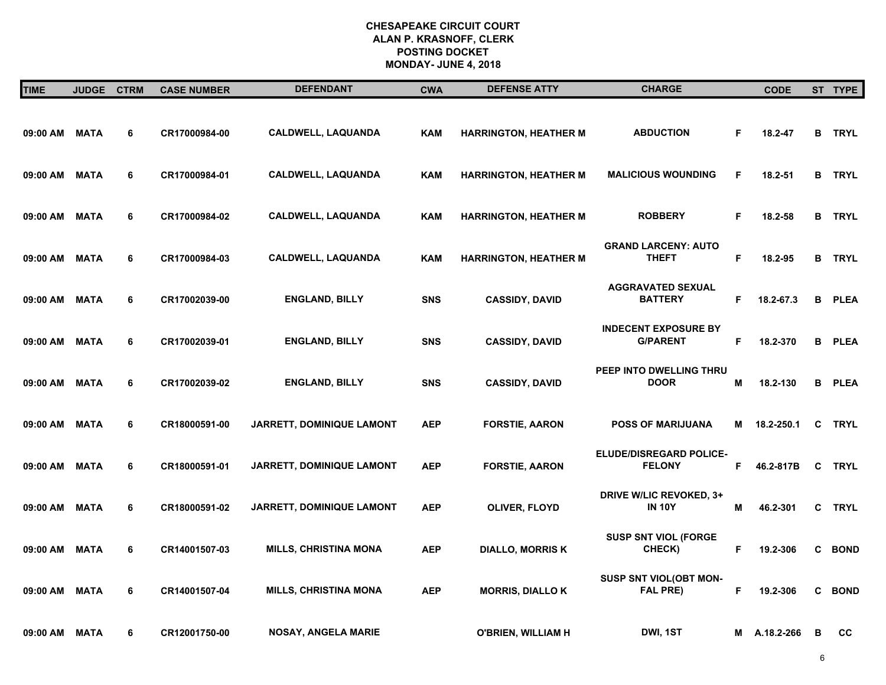**CHESAPEAKE CIRCUIT COURT**
**ALAN P. KRASNOFF, CLERK**
**POSTING DOCKET**
**MONDAY- JUNE 4, 2018**

| TIME | JUDGE | CTRM | CASE NUMBER | DEFENDANT | CWA | DEFENSE ATTY | CHARGE | | CODE | ST | TYPE |
|---|---|---|---|---|---|---|---|---|---|---|---|
| 09:00 AM | MATA | 6 | CR17000984-00 | CALDWELL, LAQUANDA | KAM | HARRINGTON, HEATHER M | ABDUCTION | F | 18.2-47 | B | TRYL |
| 09:00 AM | MATA | 6 | CR17000984-01 | CALDWELL, LAQUANDA | KAM | HARRINGTON, HEATHER M | MALICIOUS WOUNDING | F | 18.2-51 | B | TRYL |
| 09:00 AM | MATA | 6 | CR17000984-02 | CALDWELL, LAQUANDA | KAM | HARRINGTON, HEATHER M | ROBBERY | F | 18.2-58 | B | TRYL |
| 09:00 AM | MATA | 6 | CR17000984-03 | CALDWELL, LAQUANDA | KAM | HARRINGTON, HEATHER M | GRAND LARCENY: AUTO THEFT | F | 18.2-95 | B | TRYL |
| 09:00 AM | MATA | 6 | CR17002039-00 | ENGLAND, BILLY | SNS | CASSIDY, DAVID | AGGRAVATED SEXUAL BATTERY | F | 18.2-67.3 | B | PLEA |
| 09:00 AM | MATA | 6 | CR17002039-01 | ENGLAND, BILLY | SNS | CASSIDY, DAVID | INDECENT EXPOSURE BY G/PARENT | F | 18.2-370 | B | PLEA |
| 09:00 AM | MATA | 6 | CR17002039-02 | ENGLAND, BILLY | SNS | CASSIDY, DAVID | PEEP INTO DWELLING THRU DOOR | M | 18.2-130 | B | PLEA |
| 09:00 AM | MATA | 6 | CR18000591-00 | JARRETT, DOMINIQUE LAMONT | AEP | FORSTIE, AARON | POSS OF MARIJUANA | M | 18.2-250.1 | C | TRYL |
| 09:00 AM | MATA | 6 | CR18000591-01 | JARRETT, DOMINIQUE LAMONT | AEP | FORSTIE, AARON | ELUDE/DISREGARD POLICE-FELONY | F | 46.2-817B | C | TRYL |
| 09:00 AM | MATA | 6 | CR18000591-02 | JARRETT, DOMINIQUE LAMONT | AEP | OLIVER, FLOYD | DRIVE W/LIC REVOKED, 3+ IN 10Y | M | 46.2-301 | C | TRYL |
| 09:00 AM | MATA | 6 | CR14001507-03 | MILLS, CHRISTINA MONA | AEP | DIALLO, MORRIS K | SUSP SNT VIOL (FORGE CHECK) | F | 19.2-306 | C | BOND |
| 09:00 AM | MATA | 6 | CR14001507-04 | MILLS, CHRISTINA MONA | AEP | MORRIS, DIALLO K | SUSP SNT VIOL(OBT MON-FAL PRE) | F | 19.2-306 | C | BOND |
| 09:00 AM | MATA | 6 | CR12001750-00 | NOSAY, ANGELA MARIE | | O'BRIEN, WILLIAM H | DWI, 1ST | M | A.18.2-266 | B | CC |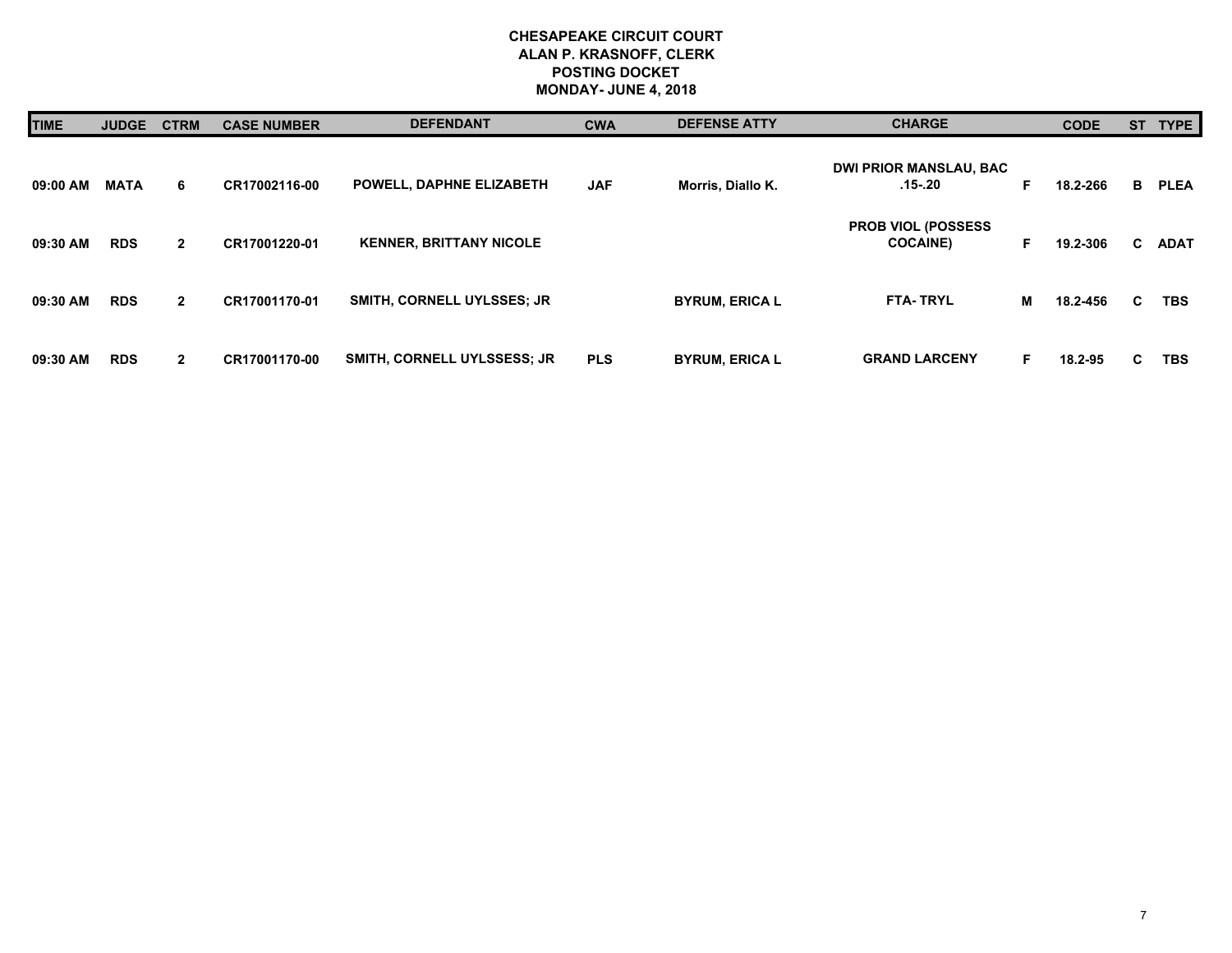# CHESAPEAKE CIRCUIT COURT
## ALAN P. KRASNOFF, CLERK
## POSTING DOCKET
## MONDAY- JUNE 4, 2018

| TIME | JUDGE | CTRM | CASE NUMBER | DEFENDANT | CWA | DEFENSE ATTY | CHARGE | | CODE | ST | TYPE |
|---|---|---|---|---|---|---|---|---|---|---|---|
| 09:00 AM | MATA | 6 | CR17002116-00 | POWELL, DAPHNE ELIZABETH | JAF | Morris, Diallo K. | DWI PRIOR MANSLAU, BAC .15-.20 | F | 18.2-266 | B | PLEA |
| 09:30 AM | RDS | 2 | CR17001220-01 | KENNER, BRITTANY NICOLE | | | PROB VIOL (POSSESS COCAINE) | F | 19.2-306 | C | ADAT |
| 09:30 AM | RDS | 2 | CR17001170-01 | SMITH, CORNELL UYLSSES; JR | | BYRUM, ERICA L | FTA- TRYL | M | 18.2-456 | C | TBS |
| 09:30 AM | RDS | 2 | CR17001170-00 | SMITH, CORNELL UYLSSESS; JR | PLS | BYRUM, ERICA L | GRAND LARCENY | F | 18.2-95 | C | TBS |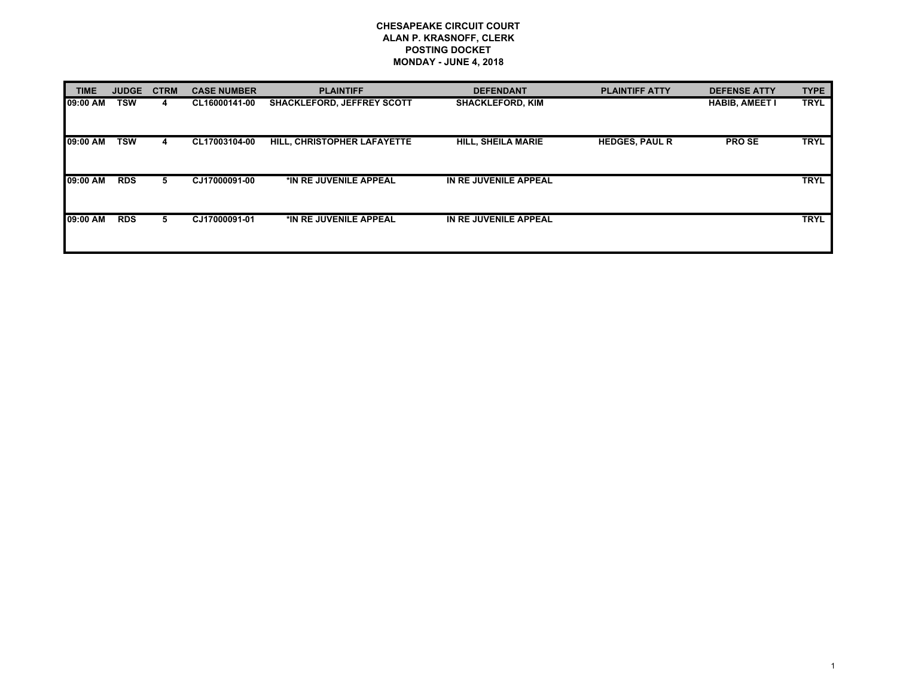**CHESAPEAKE CIRCUIT COURT**
**ALAN P. KRASNOFF, CLERK**
**POSTING DOCKET**
**MONDAY - JUNE 4, 2018**

| TIME | JUDGE | CTRM | CASE NUMBER | PLAINTIFF | DEFENDANT | PLAINTIFF ATTY | DEFENSE ATTY | TYPE |
|---|---|---|---|---|---|---|---|---|
| 09:00 AM | TSW | 4 | CL16000141-00 | SHACKLEFORD, JEFFREY SCOTT | SHACKLEFORD, KIM | | HABIB, AMEET I | TRYL |
| 09:00 AM | TSW | 4 | CL17003104-00 | HILL, CHRISTOPHER LAFAYETTE | HILL, SHEILA MARIE | HEDGES, PAUL R | PRO SE | TRYL |
| 09:00 AM | RDS | 5 | CJ17000091-00 | *IN RE JUVENILE APPEAL | IN RE JUVENILE APPEAL | | | TRYL |
| 09:00 AM | RDS | 5 | CJ17000091-01 | *IN RE JUVENILE APPEAL | IN RE JUVENILE APPEAL | | | TRYL |